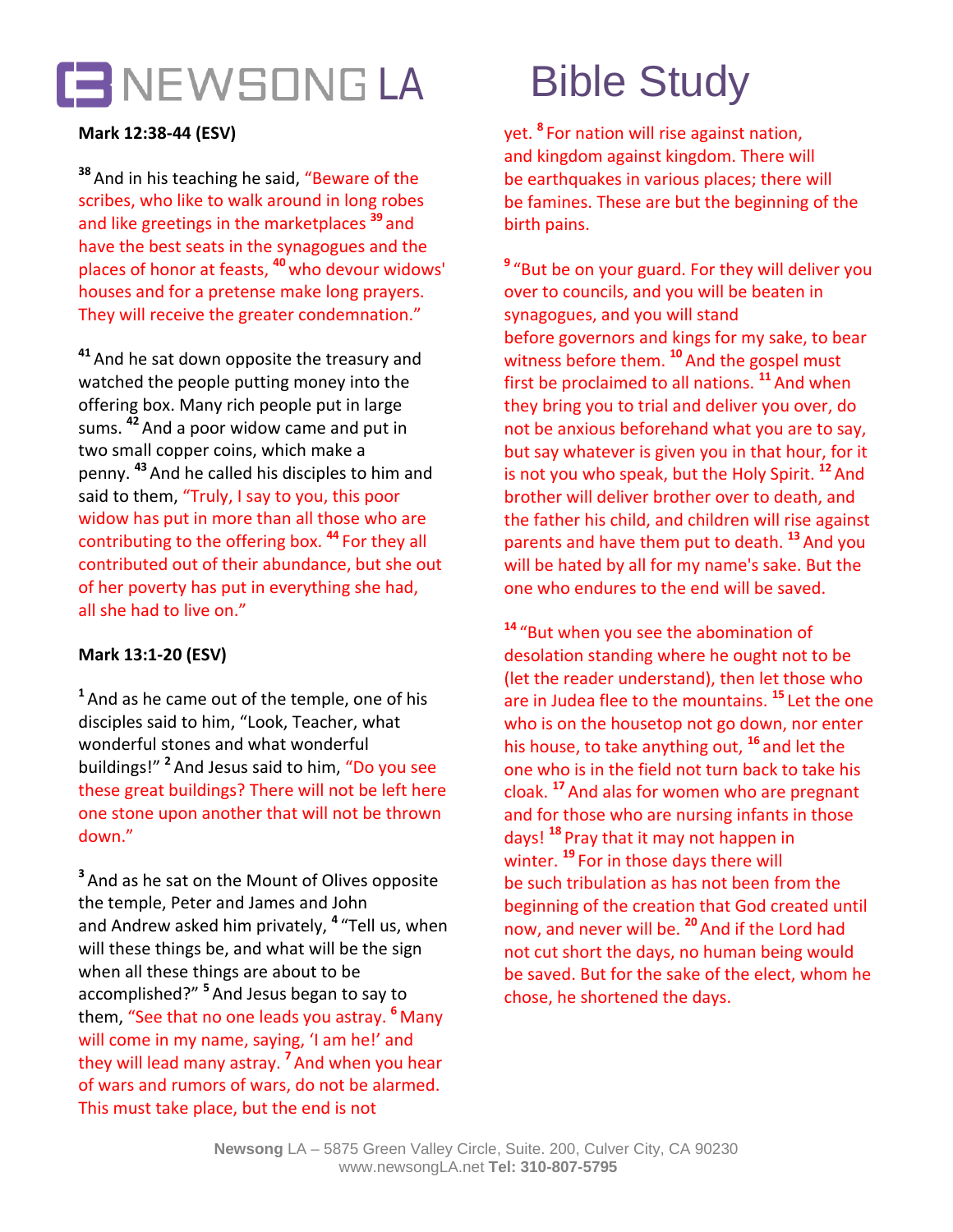# NEWSONG LA Bible Study

**Mark 12:38-44 (ESV)**

[38] And in his teaching he said, "Beware of the scribes, who like to walk around in long robes and like greetings in the marketplaces [39] and have the best seats in the synagogues and the places of honor at feasts, [40] who devour widows' houses and for a pretense make long prayers. They will receive the greater condemnation."

[41] And he sat down opposite the treasury and watched the people putting money into the offering box. Many rich people put in large sums. [42] And a poor widow came and put in two small copper coins, which make a penny. [43] And he called his disciples to him and said to them, "Truly, I say to you, this poor widow has put in more than all those who are contributing to the offering box. [44] For they all contributed out of their abundance, but she out of her poverty has put in everything she had, all she had to live on."

**Mark 13:1-20 (ESV)**

[1] And as he came out of the temple, one of his disciples said to him, "Look, Teacher, what wonderful stones and what wonderful buildings!" [2] And Jesus said to him, "Do you see these great buildings? There will not be left here one stone upon another that will not be thrown down."

[3] And as he sat on the Mount of Olives opposite the temple, Peter and James and John and Andrew asked him privately, [4] "Tell us, when will these things be, and what will be the sign when all these things are about to be accomplished?" [5] And Jesus began to say to them, "See that no one leads you astray. [6] Many will come in my name, saying, 'I am he!' and they will lead many astray. [7] And when you hear of wars and rumors of wars, do not be alarmed. This must take place, but the end is not yet. [8] For nation will rise against nation, and kingdom against kingdom. There will be earthquakes in various places; there will be famines. These are but the beginning of the birth pains.

[9] "But be on your guard. For they will deliver you over to councils, and you will be beaten in synagogues, and you will stand before governors and kings for my sake, to bear witness before them. [10] And the gospel must first be proclaimed to all nations. [11] And when they bring you to trial and deliver you over, do not be anxious beforehand what you are to say, but say whatever is given you in that hour, for it is not you who speak, but the Holy Spirit. [12] And brother will deliver brother over to death, and the father his child, and children will rise against parents and have them put to death. [13] And you will be hated by all for my name's sake. But the one who endures to the end will be saved.

[14] "But when you see the abomination of desolation standing where he ought not to be (let the reader understand), then let those who are in Judea flee to the mountains. [15] Let the one who is on the housetop not go down, nor enter his house, to take anything out, [16] and let the one who is in the field not turn back to take his cloak. [17] And alas for women who are pregnant and for those who are nursing infants in those days! [18] Pray that it may not happen in winter. [19] For in those days there will be such tribulation as has not been from the beginning of the creation that God created until now, and never will be. [20] And if the Lord had not cut short the days, no human being would be saved. But for the sake of the elect, whom he chose, he shortened the days.

**Newsong** LA – 5875 Green Valley Circle, Suite. 200, Culver City, CA 90230
www.newsongLA.net **Tel: 310-807-5795**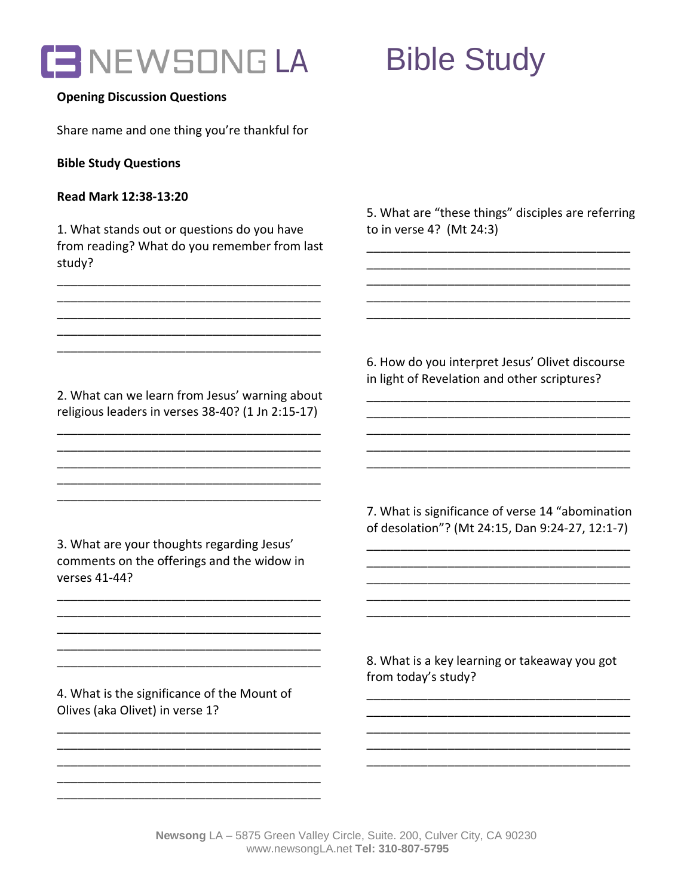# NEWSONG LA Bible Study

**Opening Discussion Questions**

Share name and one thing you're thankful for

**Bible Study Questions**

**Read Mark 12:38-13:20**

1. What stands out or questions do you have from reading? What do you remember from last study?

_______________________________________
_______________________________________
_______________________________________
_______________________________________
_______________________________________

2. What can we learn from Jesus' warning about religious leaders in verses 38-40? (1 Jn 2:15-17)

_______________________________________
_______________________________________
_______________________________________
_______________________________________
_______________________________________

3. What are your thoughts regarding Jesus' comments on the offerings and the widow in verses 41-44?

_______________________________________
_______________________________________
_______________________________________
_______________________________________
_______________________________________

4. What is the significance of the Mount of Olives (aka Olivet) in verse 1?

_______________________________________
_______________________________________
_______________________________________
_______________________________________
_______________________________________

5. What are "these things" disciples are referring to in verse 4? (Mt 24:3)

_______________________________________
_______________________________________
_______________________________________
_______________________________________
_______________________________________

6. How do you interpret Jesus' Olivet discourse in light of Revelation and other scriptures?

_______________________________________
_______________________________________
_______________________________________
_______________________________________
_______________________________________

7. What is significance of verse 14 "abomination of desolation"? (Mt 24:15, Dan 9:24-27, 12:1-7)

_______________________________________
_______________________________________
_______________________________________
_______________________________________
_______________________________________

8. What is a key learning or takeaway you got from today's study?

_______________________________________
_______________________________________
_______________________________________
_______________________________________
_______________________________________

**Newsong** LA – 5875 Green Valley Circle, Suite. 200, Culver City, CA 90230
www.newsongLA.net **Tel: 310-807-5795**